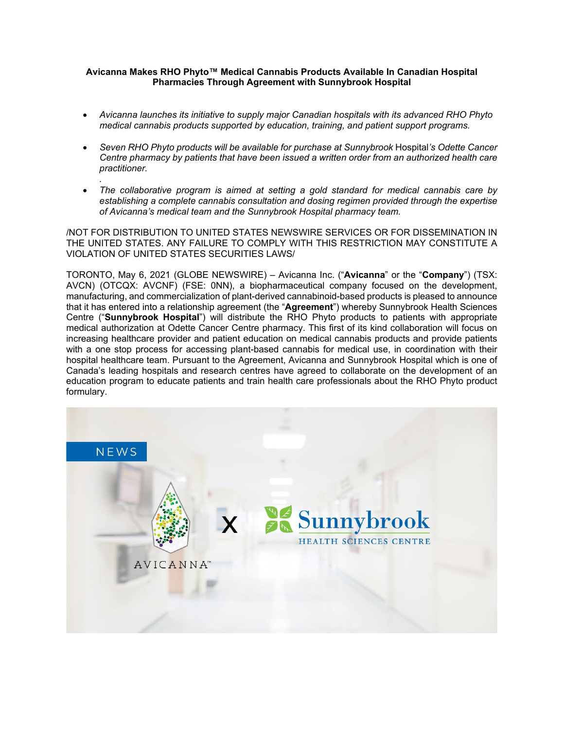**Avicanna Makes RHO Phyto™ Medical Cannabis Products Available In Canadian Hospital Pharmacies Through Agreement with Sunnybrook Hospital**

- *Avicanna launches its initiative to supply major Canadian hospitals with its advanced RHO Phyto medical cannabis products supported by education, training, and patient support programs.*
- *Seven RHO Phyto products will be available for purchase at Sunnybrook* Hospital*'s Odette Cancer Centre pharmacy by patients that have been issued a written order from an authorized health care practitioner.*
- *The collaborative program is aimed at setting a gold standard for medical cannabis care by establishing a complete cannabis consultation and dosing regimen provided through the expertise of Avicanna's medical team and the Sunnybrook Hospital pharmacy team.*

/NOT FOR DISTRIBUTION TO UNITED STATES NEWSWIRE SERVICES OR FOR DISSEMINATION IN THE UNITED STATES. ANY FAILURE TO COMPLY WITH THIS RESTRICTION MAY CONSTITUTE A VIOLATION OF UNITED STATES SECURITIES LAWS/

TORONTO, May 6, 2021 (GLOBE NEWSWIRE) – Avicanna Inc. ("**Avicanna**" or the "**Company**") (TSX: AVCN) (OTCQX: AVCNF) (FSE: 0NN), a biopharmaceutical company focused on the development, manufacturing, and commercialization of plant-derived cannabinoid-based products is pleased to announce that it has entered into a relationship agreement (the "**Agreement**") whereby Sunnybrook Health Sciences Centre ("**Sunnybrook Hospital**") will distribute the RHO Phyto products to patients with appropriate medical authorization at Odette Cancer Centre pharmacy. This first of its kind collaboration will focus on increasing healthcare provider and patient education on medical cannabis products and provide patients with a one stop process for accessing plant-based cannabis for medical use, in coordination with their hospital healthcare team. Pursuant to the Agreement, Avicanna and Sunnybrook Hospital which is one of Canada's leading hospitals and research centres have agreed to collaborate on the development of an education program to educate patients and train health care professionals about the RHO Phyto product formulary.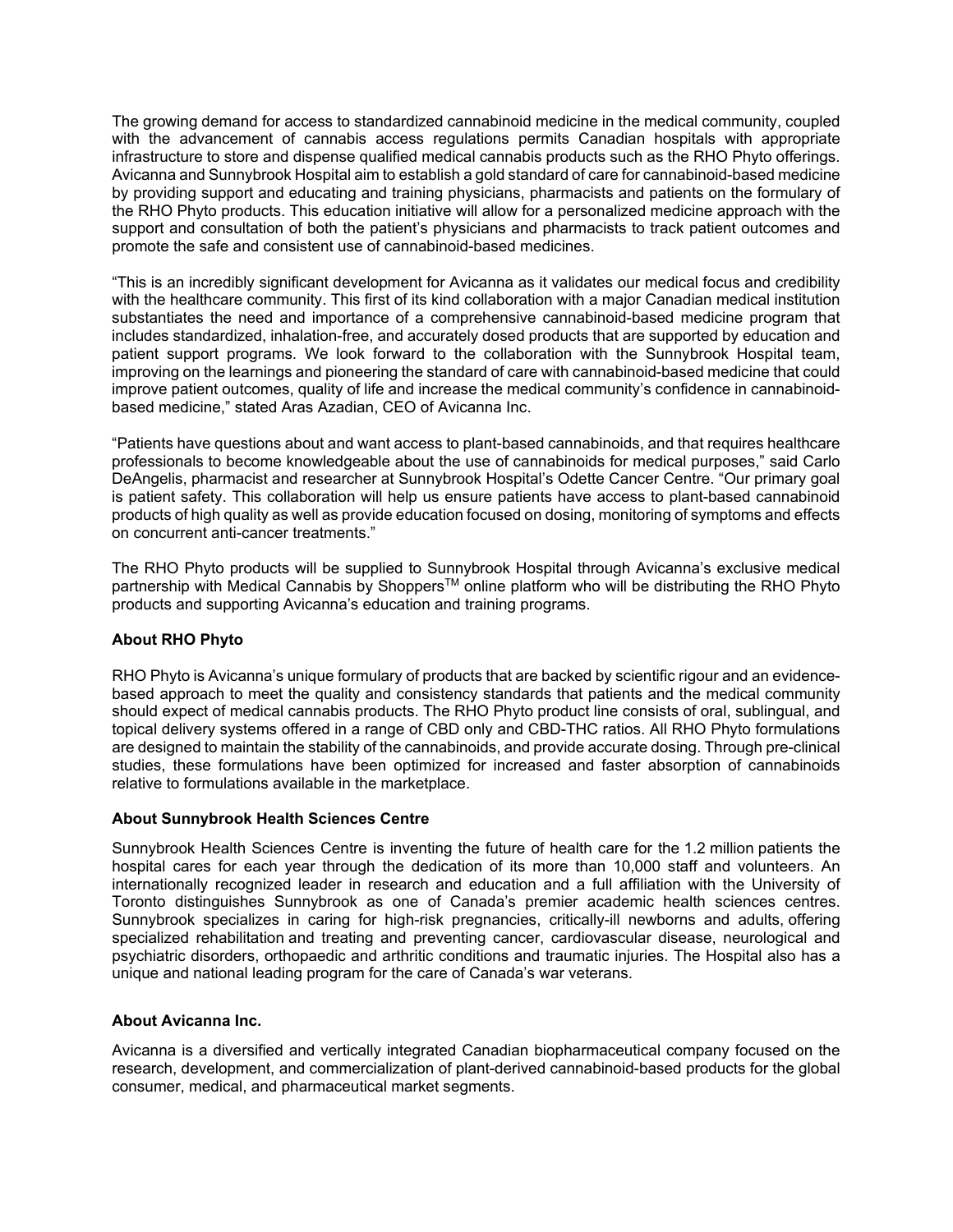The growing demand for access to standardized cannabinoid medicine in the medical community, coupled with the advancement of cannabis access regulations permits Canadian hospitals with appropriate infrastructure to store and dispense qualified medical cannabis products such as the RHO Phyto offerings. Avicanna and Sunnybrook Hospital aim to establish a gold standard of care for cannabinoid-based medicine by providing support and educating and training physicians, pharmacists and patients on the formulary of the RHO Phyto products. This education initiative will allow for a personalized medicine approach with the support and consultation of both the patient's physicians and pharmacists to track patient outcomes and promote the safe and consistent use of cannabinoid-based medicines.

"This is an incredibly significant development for Avicanna as it validates our medical focus and credibility with the healthcare community. This first of its kind collaboration with a major Canadian medical institution substantiates the need and importance of a comprehensive cannabinoid-based medicine program that includes standardized, inhalation-free, and accurately dosed products that are supported by education and patient support programs. We look forward to the collaboration with the Sunnybrook Hospital team, improving on the learnings and pioneering the standard of care with cannabinoid-based medicine that could improve patient outcomes, quality of life and increase the medical community's confidence in cannabinoid-based medicine," stated Aras Azadian, CEO of Avicanna Inc.

"Patients have questions about and want access to plant-based cannabinoids, and that requires healthcare professionals to become knowledgeable about the use of cannabinoids for medical purposes," said Carlo DeAngelis, pharmacist and researcher at Sunnybrook Hospital's Odette Cancer Centre. "Our primary goal is patient safety. This collaboration will help us ensure patients have access to plant-based cannabinoid products of high quality as well as provide education focused on dosing, monitoring of symptoms and effects on concurrent anti-cancer treatments."

The RHO Phyto products will be supplied to Sunnybrook Hospital through Avicanna's exclusive medical partnership with Medical Cannabis by Shoppers™ online platform who will be distributing the RHO Phyto products and supporting Avicanna's education and training programs.

**About RHO Phyto**

RHO Phyto is Avicanna's unique formulary of products that are backed by scientific rigour and an evidence-based approach to meet the quality and consistency standards that patients and the medical community should expect of medical cannabis products. The RHO Phyto product line consists of oral, sublingual, and topical delivery systems offered in a range of CBD only and CBD-THC ratios. All RHO Phyto formulations are designed to maintain the stability of the cannabinoids, and provide accurate dosing. Through pre-clinical studies, these formulations have been optimized for increased and faster absorption of cannabinoids relative to formulations available in the marketplace.

**About Sunnybrook Health Sciences Centre**

Sunnybrook Health Sciences Centre is inventing the future of health care for the 1.2 million patients the hospital cares for each year through the dedication of its more than 10,000 staff and volunteers. An internationally recognized leader in research and education and a full affiliation with the University of Toronto distinguishes Sunnybrook as one of Canada's premier academic health sciences centres. Sunnybrook specializes in caring for high-risk pregnancies, critically-ill newborns and adults, offering specialized rehabilitation and treating and preventing cancer, cardiovascular disease, neurological and psychiatric disorders, orthopaedic and arthritic conditions and traumatic injuries. The Hospital also has a unique and national leading program for the care of Canada's war veterans.

**About Avicanna Inc.**

Avicanna is a diversified and vertically integrated Canadian biopharmaceutical company focused on the research, development, and commercialization of plant-derived cannabinoid-based products for the global consumer, medical, and pharmaceutical market segments.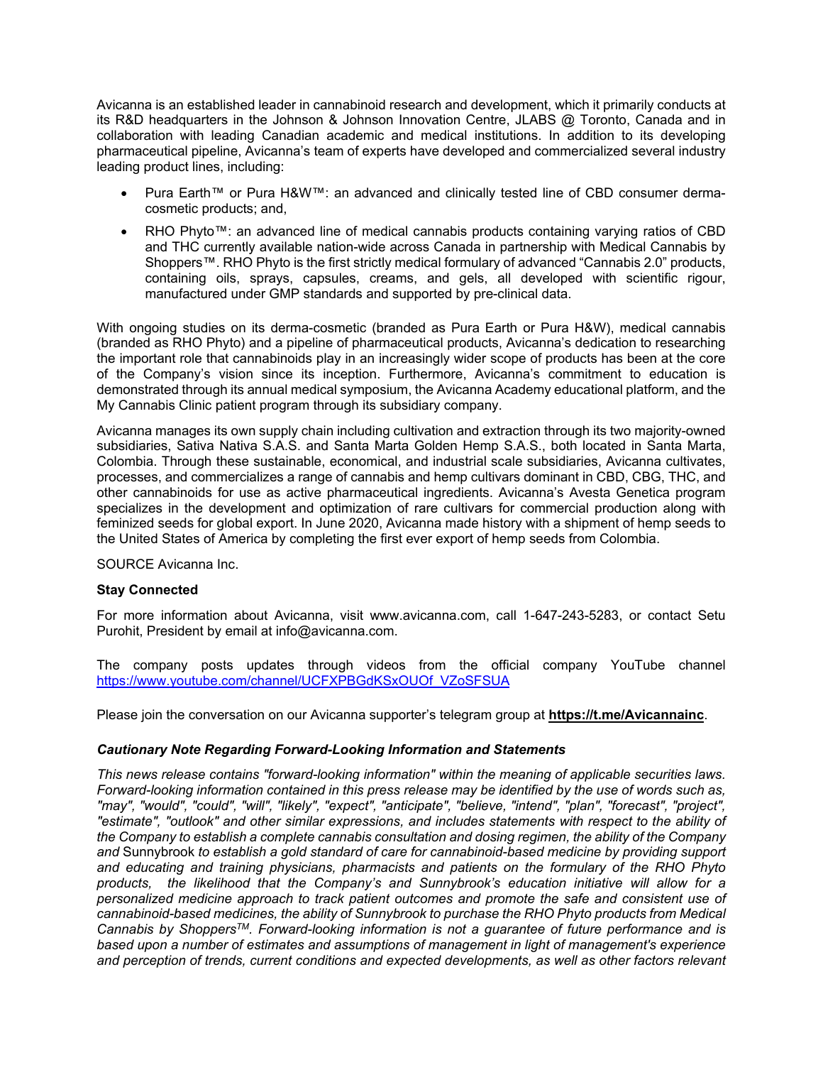Avicanna is an established leader in cannabinoid research and development, which it primarily conducts at its R&D headquarters in the Johnson & Johnson Innovation Centre, JLABS @ Toronto, Canada and in collaboration with leading Canadian academic and medical institutions. In addition to its developing pharmaceutical pipeline, Avicanna's team of experts have developed and commercialized several industry leading product lines, including:

- Pura Earth™ or Pura H&W™: an advanced and clinically tested line of CBD consumer derma-cosmetic products; and,
- RHO Phyto™: an advanced line of medical cannabis products containing varying ratios of CBD and THC currently available nation-wide across Canada in partnership with Medical Cannabis by Shoppers™. RHO Phyto is the first strictly medical formulary of advanced "Cannabis 2.0" products, containing oils, sprays, capsules, creams, and gels, all developed with scientific rigour, manufactured under GMP standards and supported by pre-clinical data.

With ongoing studies on its derma-cosmetic (branded as Pura Earth or Pura H&W), medical cannabis (branded as RHO Phyto) and a pipeline of pharmaceutical products, Avicanna's dedication to researching the important role that cannabinoids play in an increasingly wider scope of products has been at the core of the Company's vision since its inception. Furthermore, Avicanna's commitment to education is demonstrated through its annual medical symposium, the Avicanna Academy educational platform, and the My Cannabis Clinic patient program through its subsidiary company.

Avicanna manages its own supply chain including cultivation and extraction through its two majority-owned subsidiaries, Sativa Nativa S.A.S. and Santa Marta Golden Hemp S.A.S., both located in Santa Marta, Colombia. Through these sustainable, economical, and industrial scale subsidiaries, Avicanna cultivates, processes, and commercializes a range of cannabis and hemp cultivars dominant in CBD, CBG, THC, and other cannabinoids for use as active pharmaceutical ingredients. Avicanna's Avesta Genetica program specializes in the development and optimization of rare cultivars for commercial production along with feminized seeds for global export. In June 2020, Avicanna made history with a shipment of hemp seeds to the United States of America by completing the first ever export of hemp seeds from Colombia.

SOURCE Avicanna Inc.

**Stay Connected**

For more information about Avicanna, visit www.avicanna.com, call 1-647-243-5283, or contact Setu Purohit, President by email at info@avicanna.com.

The company posts updates through videos from the official company YouTube channel https://www.youtube.com/channel/UCFXPBGdKSxOUOf_VZoSFSUA

Please join the conversation on our Avicanna supporter's telegram group at **https://t.me/Avicannainc**.

***Cautionary Note Regarding Forward-Looking Information and Statements***

*This news release contains "forward-looking information" within the meaning of applicable securities laws. Forward-looking information contained in this press release may be identified by the use of words such as, "may", "would", "could", "will", "likely", "expect", "anticipate", "believe, "intend", "plan", "forecast", "project", "estimate", "outlook" and other similar expressions, and includes statements with respect to the ability of the Company to establish a complete cannabis consultation and dosing regimen, the ability of the Company and* Sunnybrook *to establish a gold standard of care for cannabinoid-based medicine by providing support and educating and training physicians, pharmacists and patients on the formulary of the RHO Phyto products, the likelihood that the Company's and Sunnybrook's education initiative will allow for a personalized medicine approach to track patient outcomes and promote the safe and consistent use of cannabinoid-based medicines, the ability of Sunnybrook to purchase the RHO Phyto products from Medical Cannabis by Shoppers™. Forward-looking information is not a guarantee of future performance and is based upon a number of estimates and assumptions of management in light of management's experience and perception of trends, current conditions and expected developments, as well as other factors relevant*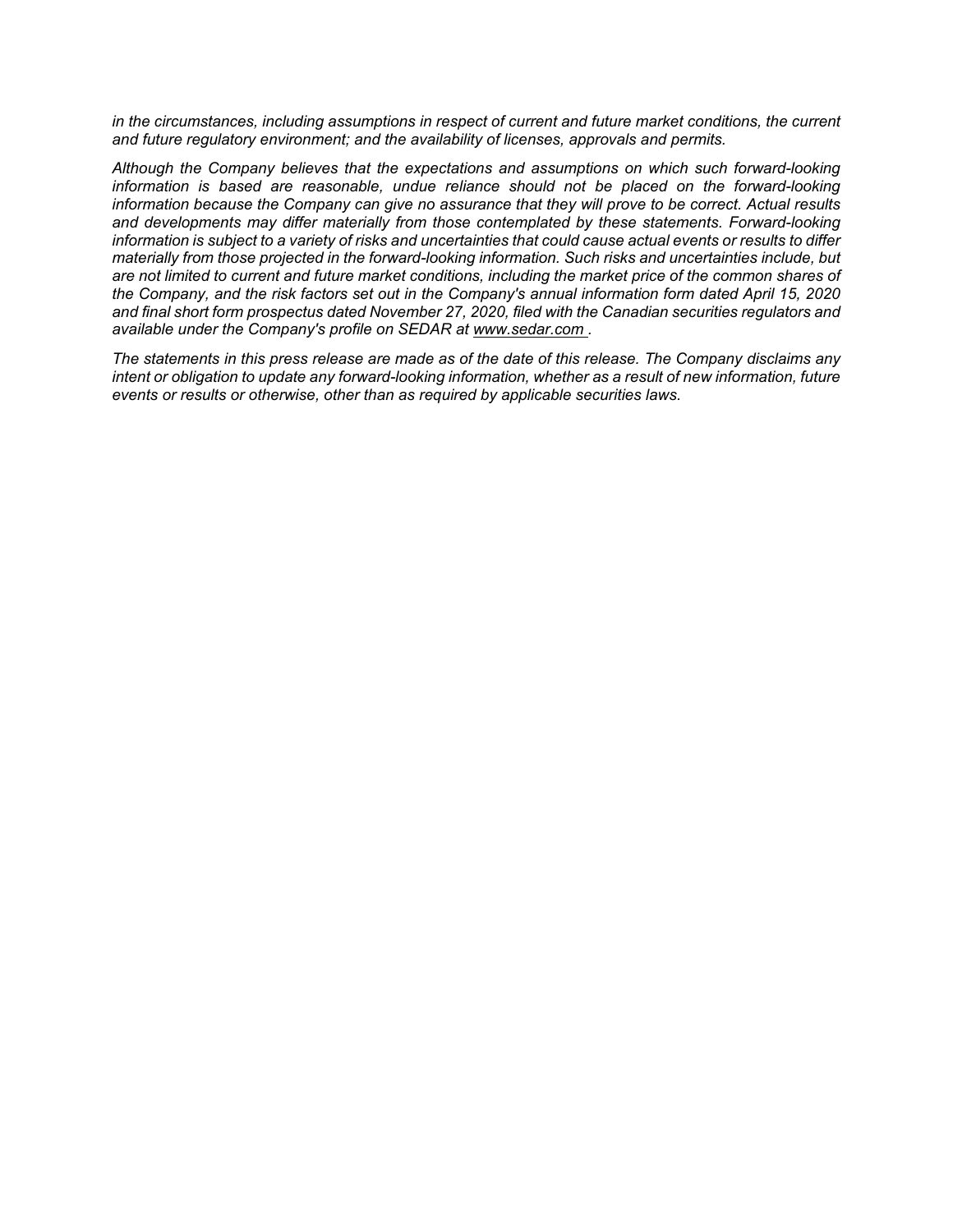*in the circumstances, including assumptions in respect of current and future market conditions, the current and future regulatory environment; and the availability of licenses, approvals and permits.*

*Although the Company believes that the expectations and assumptions on which such forward-looking information is based are reasonable, undue reliance should not be placed on the forward-looking information because the Company can give no assurance that they will prove to be correct. Actual results and developments may differ materially from those contemplated by these statements. Forward-looking information is subject to a variety of risks and uncertainties that could cause actual events or results to differ materially from those projected in the forward-looking information. Such risks and uncertainties include, but are not limited to current and future market conditions, including the market price of the common shares of the Company, and the risk factors set out in the Company's annual information form dated April 15, 2020 and final short form prospectus dated November 27, 2020, filed with the Canadian securities regulators and available under the Company's profile on SEDAR at www.sedar.com .*

*The statements in this press release are made as of the date of this release. The Company disclaims any intent or obligation to update any forward-looking information, whether as a result of new information, future events or results or otherwise, other than as required by applicable securities laws.*